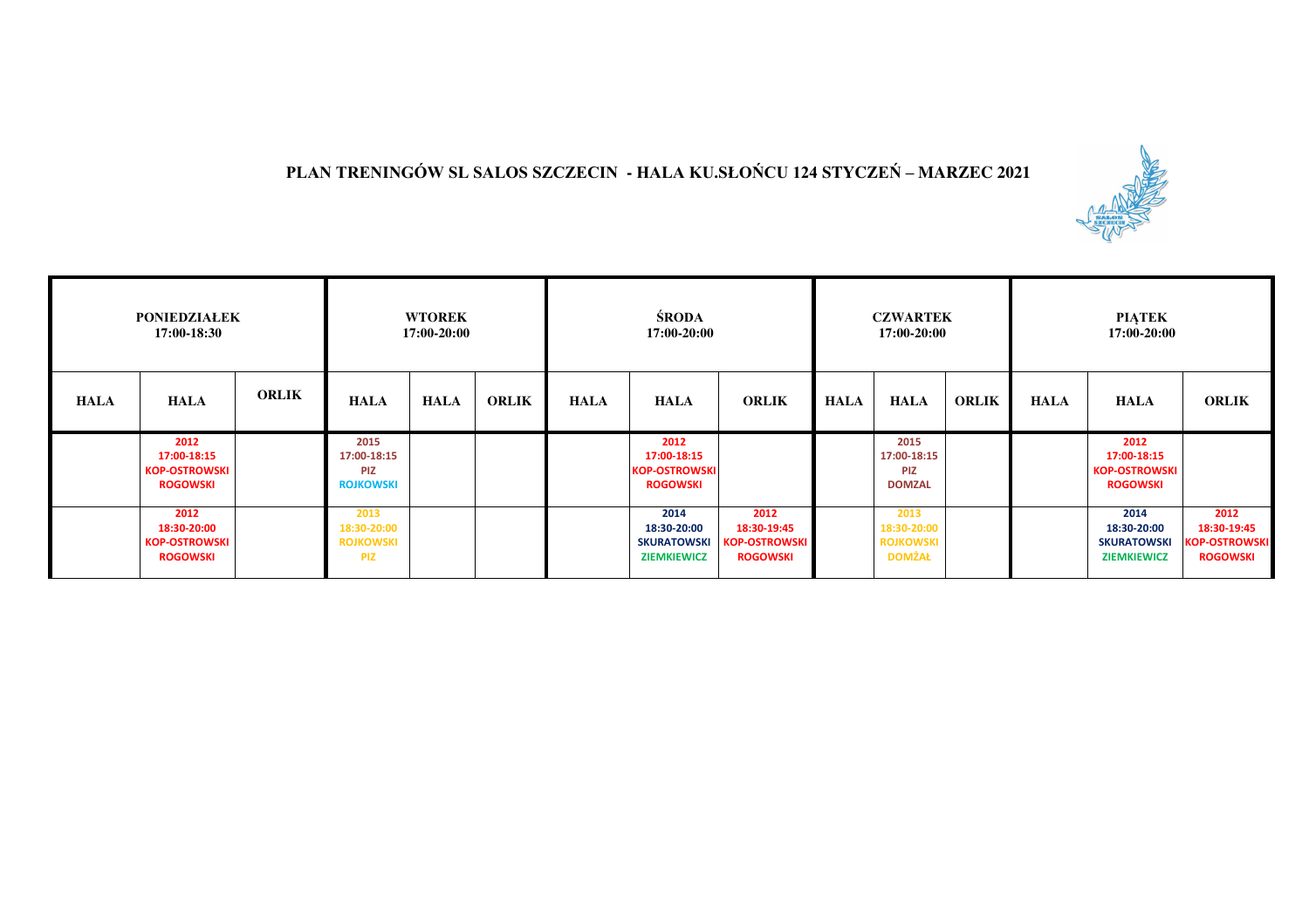# PLAN TRENINGÓW SL SALOS SZCZECIN - HALA KU.SŁOŃCU 124 STYCZEŃ – MARZEC 2021

| PONIEDZIAŁEK 17:00-18:30 | | | WTOREK 17:00-20:00 | | | ŚRODA 17:00-20:00 | | | CZWARTEK 17:00-20:00 | | | PIĄTEK 17:00-20:00 | | |
|---|---|---|---|---|---|---|---|---|---|---|---|---|---|---|
| HALA | HALA | ORLIK | HALA | HALA | ORLIK | HALA | HALA | ORLIK | HALA | HALA | ORLIK | HALA | HALA | ORLIK |
| | 2012 17:00-18:15 KOP-OSTROWSKI ROGOWSKI | | 2015 17:00-18:15 PIZ ROJKOWSKI | | | | 2012 17:00-18:15 KOP-OSTROWSKI ROGOWSKI | | | 2015 17:00-18:15 PIZ DOMZAL | | | 2012 17:00-18:15 KOP-OSTROWSKI ROGOWSKI | |
| | 2012 18:30-20:00 KOP-OSTROWSKI ROGOWSKI | | 2013 18:30-20:00 ROJKOWSKI PIZ | | | | 2014 18:30-20:00 SKURATOWSKI ZIEMKIEWICZ | 2012 18:30-19:45 KOP-OSTROWSKI ROGOWSKI | | 2013 18:30-20:00 ROJKOWSKI DOMŻAŁ | | | 2014 18:30-20:00 SKURATOWSKI ZIEMKIEWICZ | 2012 18:30-19:45 KOP-OSTROWSKI ROGOWSKI |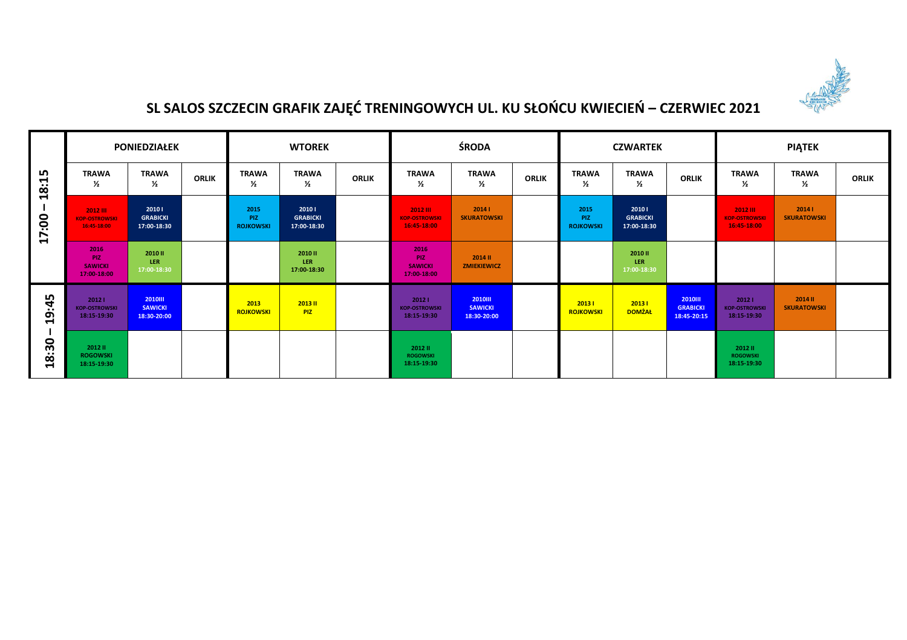# SL SALOS SZCZECIN GRAFIK ZAJĘĆ TRENINGOWYCH UL. KU SŁOŃCU KWIECIEŃ – CZERWIEC 2021

| | PONIEDZIAŁEK | | | WTOREK | | | ŚRODA | | | CZWARTEK | | | PIĄTEK | | |
|---|---|---|---|---|---|---|---|---|---|---|---|---|---|---|---|
| | TRAWA ½ | TRAWA ½ | ORLIK | TRAWA ½ | TRAWA ½ | ORLIK | TRAWA ½ | TRAWA ½ | ORLIK | TRAWA ½ | TRAWA ½ | ORLIK | TRAWA ½ | TRAWA ½ | ORLIK |
| 17:00 – 18:15 | 2012 III KOP-OSTROWSKI 16:45-18:00 | 2010 I GRABICKI 17:00-18:30 | | 2015 PIZ ROJKOWSKI | 2010 I GRABICKI 17:00-18:30 | | 2012 III KOP-OSTROWSKI 16:45-18:00 | 2014 I SKURATOWSKI | | 2015 PIZ ROJKOWSKI | 2010 I GRABICKI 17:00-18:30 | | 2012 III KOP-OSTROWSKI 16:45-18:00 | 2014 I SKURATOWSKI | |
| | 2016 PIZ SAWICKI 17:00-18:00 | 2010 II LER 17:00-18:30 | | | 2010 II LER 17:00-18:30 | | 2016 PIZ SAWICKI 17:00-18:00 | 2014 II ZMIEKIEWICZ | | | 2010 II LER 17:00-18:30 | | | | |
| 18:30 – 19:45 | 2012 I KOP-OSTROWSKI 18:15-19:30 | 2010III SAWICKI 18:30-20:00 | | 2013 ROJKOWSKI | 2013 II PIZ | | 2012 I KOP-OSTROWSKI 18:15-19:30 | 2010III SAWICKI 18:30-20:00 | | 2013 I ROJKOWSKI | 2013 I DOMŻAŁ | 2010III GRABICKI 18:45-20:15 | 2012 I KOP-OSTROWSKI 18:15-19:30 | 2014 II SKURATOWSKI | |
| | 2012 II ROGOWSKI 18:15-19:30 | | | | | | 2012 II ROGOWSKI 18:15-19:30 | | | | | | 2012 II ROGOWSKI 18:15-19:30 | | |